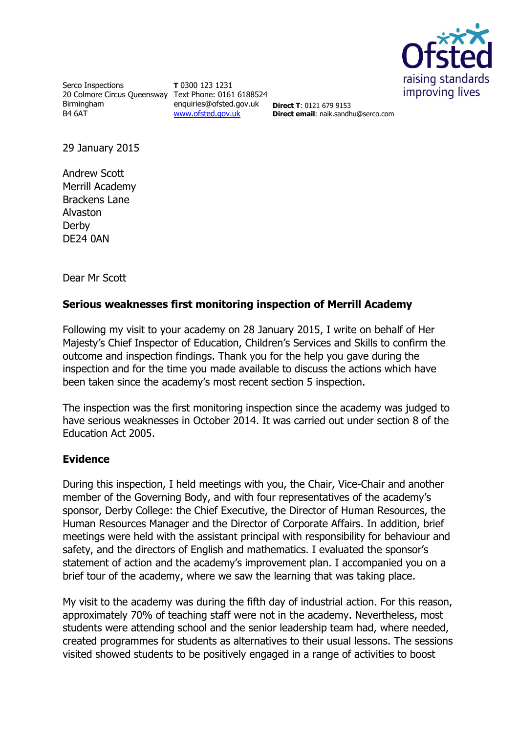Serco Inspections
20 Colmore Circus Queensway
Birmingham
B4 6AT

**T** 0300 123 1231
Text Phone: 0161 6188524
enquiries@ofsted.gov.uk
www.ofsted.gov.uk

**Direct T**: 0121 679 9153
**Direct email**: naik.sandhu@serco.com

29 January 2015

Andrew Scott
Merrill Academy
Brackens Lane
Alvaston
Derby
DE24 0AN

Dear Mr Scott

**Serious weaknesses first monitoring inspection of Merrill Academy**

Following my visit to your academy on 28 January 2015, I write on behalf of Her Majesty's Chief Inspector of Education, Children's Services and Skills to confirm the outcome and inspection findings. Thank you for the help you gave during the inspection and for the time you made available to discuss the actions which have been taken since the academy's most recent section 5 inspection.

The inspection was the first monitoring inspection since the academy was judged to have serious weaknesses in October 2014. It was carried out under section 8 of the Education Act 2005.

**Evidence**

During this inspection, I held meetings with you, the Chair, Vice-Chair and another member of the Governing Body, and with four representatives of the academy's sponsor, Derby College: the Chief Executive, the Director of Human Resources, the Human Resources Manager and the Director of Corporate Affairs. In addition, brief meetings were held with the assistant principal with responsibility for behaviour and safety, and the directors of English and mathematics. I evaluated the sponsor's statement of action and the academy's improvement plan. I accompanied you on a brief tour of the academy, where we saw the learning that was taking place.

My visit to the academy was during the fifth day of industrial action. For this reason, approximately 70% of teaching staff were not in the academy. Nevertheless, most students were attending school and the senior leadership team had, where needed, created programmes for students as alternatives to their usual lessons. The sessions visited showed students to be positively engaged in a range of activities to boost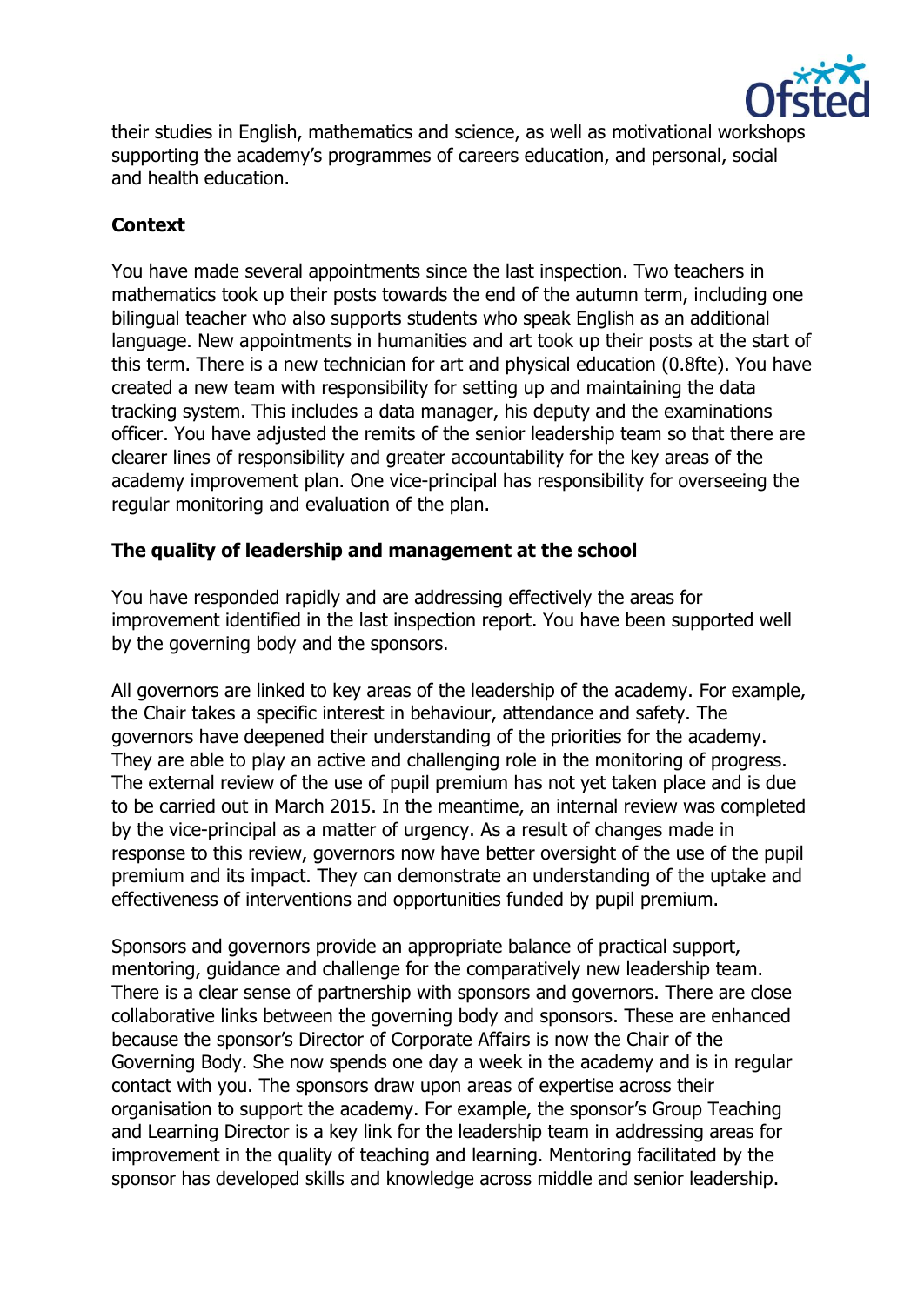their studies in English, mathematics and science, as well as motivational workshops supporting the academy's programmes of careers education, and personal, social and health education.

**Context**

You have made several appointments since the last inspection. Two teachers in mathematics took up their posts towards the end of the autumn term, including one bilingual teacher who also supports students who speak English as an additional language. New appointments in humanities and art took up their posts at the start of this term. There is a new technician for art and physical education (0.8fte). You have created a new team with responsibility for setting up and maintaining the data tracking system. This includes a data manager, his deputy and the examinations officer. You have adjusted the remits of the senior leadership team so that there are clearer lines of responsibility and greater accountability for the key areas of the academy improvement plan. One vice-principal has responsibility for overseeing the regular monitoring and evaluation of the plan.

**The quality of leadership and management at the school**

You have responded rapidly and are addressing effectively the areas for improvement identified in the last inspection report. You have been supported well by the governing body and the sponsors.

All governors are linked to key areas of the leadership of the academy. For example, the Chair takes a specific interest in behaviour, attendance and safety. The governors have deepened their understanding of the priorities for the academy. They are able to play an active and challenging role in the monitoring of progress. The external review of the use of pupil premium has not yet taken place and is due to be carried out in March 2015. In the meantime, an internal review was completed by the vice-principal as a matter of urgency. As a result of changes made in response to this review, governors now have better oversight of the use of the pupil premium and its impact. They can demonstrate an understanding of the uptake and effectiveness of interventions and opportunities funded by pupil premium.

Sponsors and governors provide an appropriate balance of practical support, mentoring, guidance and challenge for the comparatively new leadership team. There is a clear sense of partnership with sponsors and governors. There are close collaborative links between the governing body and sponsors. These are enhanced because the sponsor's Director of Corporate Affairs is now the Chair of the Governing Body. She now spends one day a week in the academy and is in regular contact with you. The sponsors draw upon areas of expertise across their organisation to support the academy. For example, the sponsor's Group Teaching and Learning Director is a key link for the leadership team in addressing areas for improvement in the quality of teaching and learning. Mentoring facilitated by the sponsor has developed skills and knowledge across middle and senior leadership.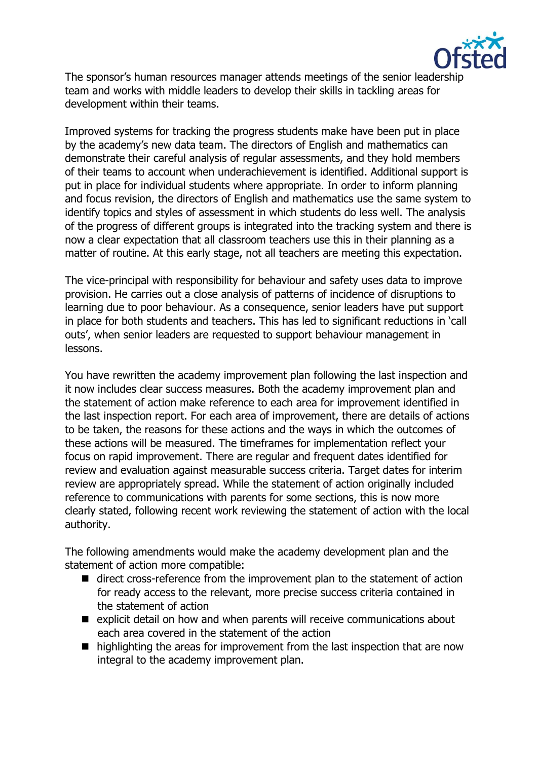The sponsor's human resources manager attends meetings of the senior leadership team and works with middle leaders to develop their skills in tackling areas for development within their teams.

Improved systems for tracking the progress students make have been put in place by the academy's new data team. The directors of English and mathematics can demonstrate their careful analysis of regular assessments, and they hold members of their teams to account when underachievement is identified. Additional support is put in place for individual students where appropriate. In order to inform planning and focus revision, the directors of English and mathematics use the same system to identify topics and styles of assessment in which students do less well. The analysis of the progress of different groups is integrated into the tracking system and there is now a clear expectation that all classroom teachers use this in their planning as a matter of routine. At this early stage, not all teachers are meeting this expectation.

The vice-principal with responsibility for behaviour and safety uses data to improve provision. He carries out a close analysis of patterns of incidence of disruptions to learning due to poor behaviour. As a consequence, senior leaders have put support in place for both students and teachers. This has led to significant reductions in 'call outs', when senior leaders are requested to support behaviour management in lessons.

You have rewritten the academy improvement plan following the last inspection and it now includes clear success measures. Both the academy improvement plan and the statement of action make reference to each area for improvement identified in the last inspection report. For each area of improvement, there are details of actions to be taken, the reasons for these actions and the ways in which the outcomes of these actions will be measured. The timeframes for implementation reflect your focus on rapid improvement. There are regular and frequent dates identified for review and evaluation against measurable success criteria. Target dates for interim review are appropriately spread. While the statement of action originally included reference to communications with parents for some sections, this is now more clearly stated, following recent work reviewing the statement of action with the local authority.

The following amendments would make the academy development plan and the statement of action more compatible:

- direct cross-reference from the improvement plan to the statement of action for ready access to the relevant, more precise success criteria contained in the statement of action
- explicit detail on how and when parents will receive communications about each area covered in the statement of the action
- highlighting the areas for improvement from the last inspection that are now integral to the academy improvement plan.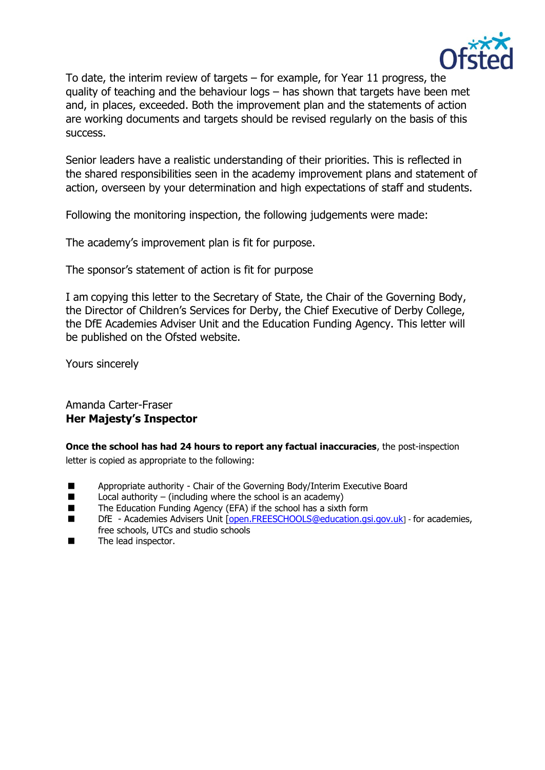To date, the interim review of targets – for example, for Year 11 progress, the quality of teaching and the behaviour logs – has shown that targets have been met and, in places, exceeded. Both the improvement plan and the statements of action are working documents and targets should be revised regularly on the basis of this success.

Senior leaders have a realistic understanding of their priorities. This is reflected in the shared responsibilities seen in the academy improvement plans and statement of action, overseen by your determination and high expectations of staff and students.

Following the monitoring inspection, the following judgements were made:

The academy's improvement plan is fit for purpose.

The sponsor's statement of action is fit for purpose

I am copying this letter to the Secretary of State, the Chair of the Governing Body, the Director of Children's Services for Derby, the Chief Executive of Derby College, the DfE Academies Adviser Unit and the Education Funding Agency. This letter will be published on the Ofsted website.

Yours sincerely

Amanda Carter-Fraser
**Her Majesty's Inspector**

**Once the school has had 24 hours to report any factual inaccuracies**, the post-inspection letter is copied as appropriate to the following:

- Appropriate authority - Chair of the Governing Body/Interim Executive Board
- Local authority – (including where the school is an academy)
- The Education Funding Agency (EFA) if the school has a sixth form
- DfE - Academies Advisers Unit [open.FREESCHOOLS@education.gsi.gov.uk] - for academies, free schools, UTCs and studio schools
- The lead inspector.